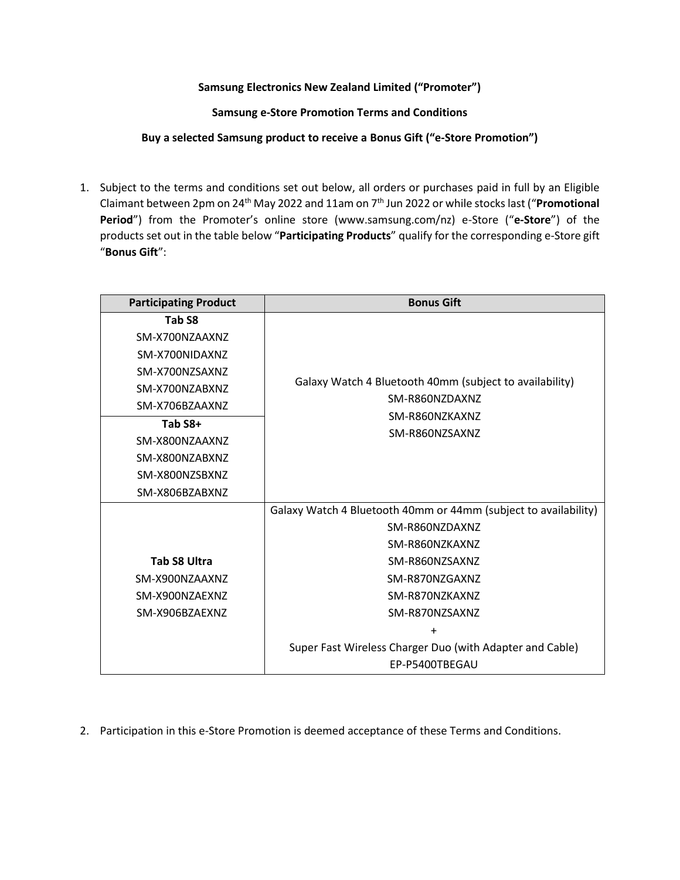**Samsung Electronics New Zealand Limited ("Promoter")**

**Samsung e-Store Promotion Terms and Conditions**

**Buy a selected Samsung product to receive a Bonus Gift ("e-Store Promotion")**

1. Subject to the terms and conditions set out below, all orders or purchases paid in full by an Eligible Claimant between 2pm on 24th May 2022 and 11am on 7th Jun 2022 or while stocks last ("**Promotional Period**") from the Promoter's online store (www.samsung.com/nz) e-Store ("**e-Store**") of the products set out in the table below "**Participating Products**" qualify for the corresponding e-Store gift "**Bonus Gift**":

| Participating Product | Bonus Gift |
|---|---|
| **Tab S8**<br>SM-X700NZAAXNZ<br>SM-X700NIDAXNZ<br>SM-X700NZSAXNZ<br>SM-X700NZABXNZ<br>SM-X706BZAAXNZ | Galaxy Watch 4 Bluetooth 40mm (subject to availability)<br>SM-R860NZDAXNZ<br>SM-R860NZKAXNZ<br>SM-R860NZSAXNZ |
| **Tab S8+**<br>SM-X800NZAAXNZ<br>SM-X800NZABXNZ<br>SM-X800NZSBXNZ<br>SM-X806BZABXNZ | |
| **Tab S8 Ultra**<br>SM-X900NZAAXNZ<br>SM-X900NZAEXNZ<br>SM-X906BZAEXNZ | Galaxy Watch 4 Bluetooth 40mm or 44mm (subject to availability)<br>SM-R860NZDAXNZ<br>SM-R860NZKAXNZ<br>SM-R860NZSAXNZ<br>SM-R870NZGAXNZ<br>SM-R870NZKAXNZ<br>SM-R870NZSAXNZ<br>+<br>Super Fast Wireless Charger Duo (with Adapter and Cable)<br>EP-P5400TBEGAU |

2. Participation in this e-Store Promotion is deemed acceptance of these Terms and Conditions.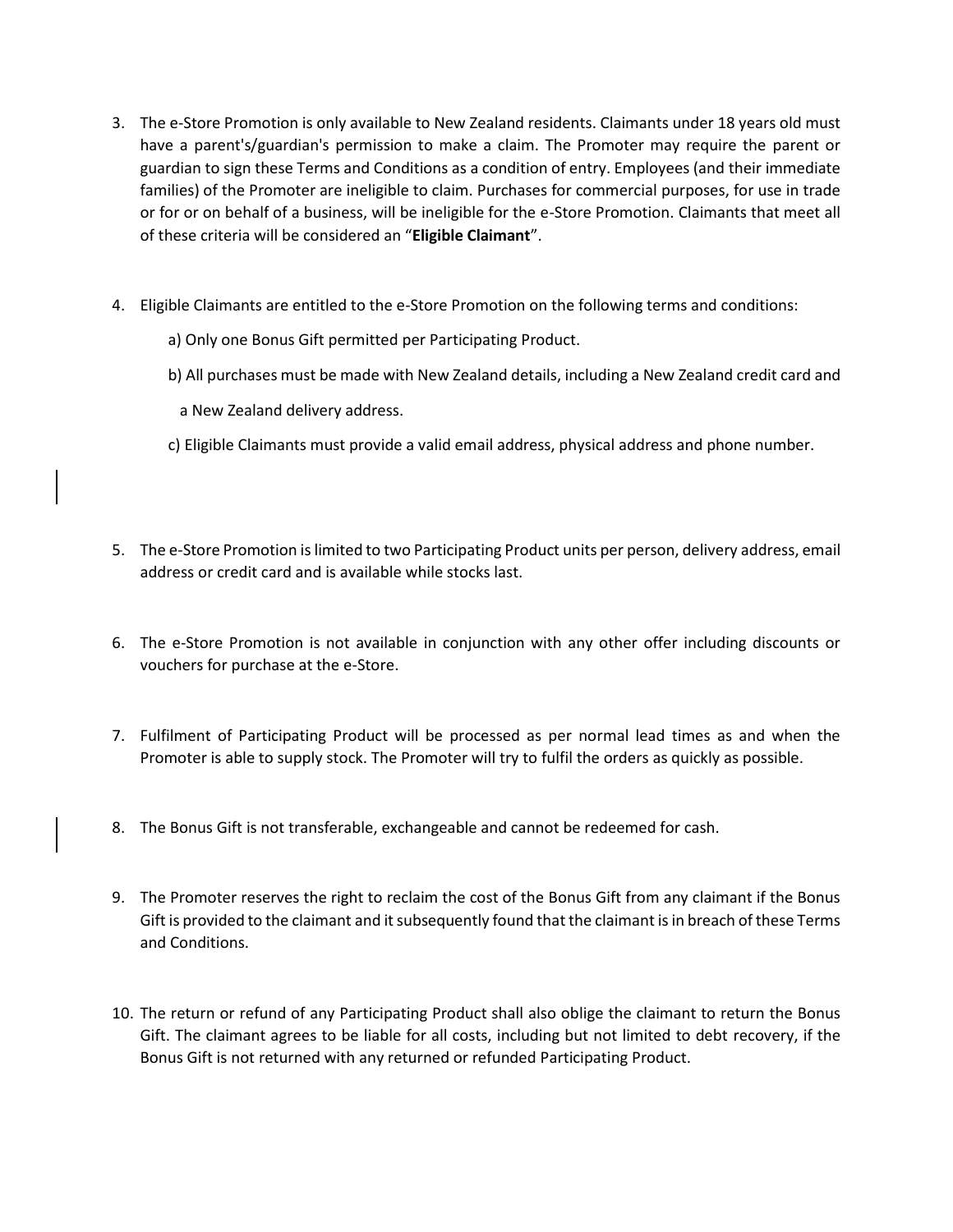3. The e-Store Promotion is only available to New Zealand residents. Claimants under 18 years old must have a parent's/guardian's permission to make a claim. The Promoter may require the parent or guardian to sign these Terms and Conditions as a condition of entry. Employees (and their immediate families) of the Promoter are ineligible to claim. Purchases for commercial purposes, for use in trade or for or on behalf of a business, will be ineligible for the e-Store Promotion. Claimants that meet all of these criteria will be considered an "**Eligible Claimant**".

4. Eligible Claimants are entitled to the e-Store Promotion on the following terms and conditions:

   a) Only one Bonus Gift permitted per Participating Product.

   b) All purchases must be made with New Zealand details, including a New Zealand credit card and a New Zealand delivery address.

   c) Eligible Claimants must provide a valid email address, physical address and phone number.

5. The e-Store Promotion is limited to two Participating Product units per person, delivery address, email address or credit card and is available while stocks last.

6. The e-Store Promotion is not available in conjunction with any other offer including discounts or vouchers for purchase at the e-Store.

7. Fulfilment of Participating Product will be processed as per normal lead times as and when the Promoter is able to supply stock. The Promoter will try to fulfil the orders as quickly as possible.

8. The Bonus Gift is not transferable, exchangeable and cannot be redeemed for cash.

9. The Promoter reserves the right to reclaim the cost of the Bonus Gift from any claimant if the Bonus Gift is provided to the claimant and it subsequently found that the claimant is in breach of these Terms and Conditions.

10. The return or refund of any Participating Product shall also oblige the claimant to return the Bonus Gift. The claimant agrees to be liable for all costs, including but not limited to debt recovery, if the Bonus Gift is not returned with any returned or refunded Participating Product.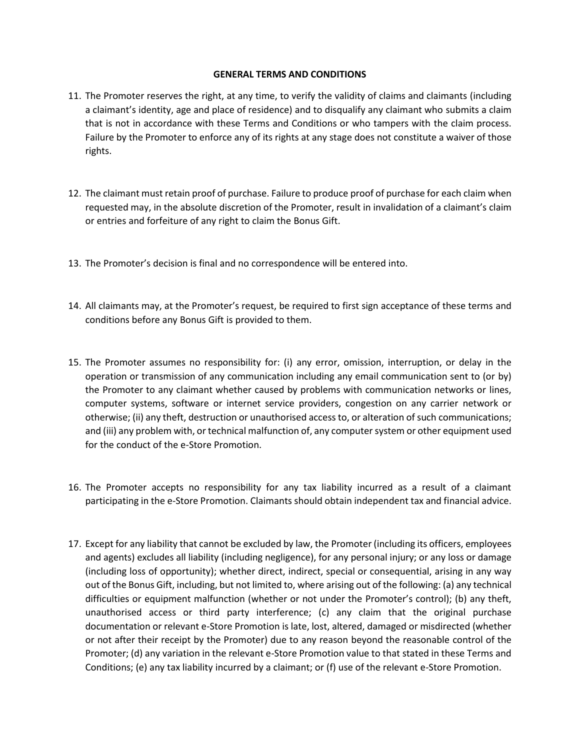**GENERAL TERMS AND CONDITIONS**

11. The Promoter reserves the right, at any time, to verify the validity of claims and claimants (including a claimant's identity, age and place of residence) and to disqualify any claimant who submits a claim that is not in accordance with these Terms and Conditions or who tampers with the claim process. Failure by the Promoter to enforce any of its rights at any stage does not constitute a waiver of those rights.

12. The claimant must retain proof of purchase. Failure to produce proof of purchase for each claim when requested may, in the absolute discretion of the Promoter, result in invalidation of a claimant's claim or entries and forfeiture of any right to claim the Bonus Gift.

13. The Promoter's decision is final and no correspondence will be entered into.

14. All claimants may, at the Promoter's request, be required to first sign acceptance of these terms and conditions before any Bonus Gift is provided to them.

15. The Promoter assumes no responsibility for: (i) any error, omission, interruption, or delay in the operation or transmission of any communication including any email communication sent to (or by) the Promoter to any claimant whether caused by problems with communication networks or lines, computer systems, software or internet service providers, congestion on any carrier network or otherwise; (ii) any theft, destruction or unauthorised access to, or alteration of such communications; and (iii) any problem with, or technical malfunction of, any computer system or other equipment used for the conduct of the e-Store Promotion.

16. The Promoter accepts no responsibility for any tax liability incurred as a result of a claimant participating in the e-Store Promotion. Claimants should obtain independent tax and financial advice.

17. Except for any liability that cannot be excluded by law, the Promoter (including its officers, employees and agents) excludes all liability (including negligence), for any personal injury; or any loss or damage (including loss of opportunity); whether direct, indirect, special or consequential, arising in any way out of the Bonus Gift, including, but not limited to, where arising out of the following: (a) any technical difficulties or equipment malfunction (whether or not under the Promoter's control); (b) any theft, unauthorised access or third party interference; (c) any claim that the original purchase documentation or relevant e-Store Promotion is late, lost, altered, damaged or misdirected (whether or not after their receipt by the Promoter) due to any reason beyond the reasonable control of the Promoter; (d) any variation in the relevant e-Store Promotion value to that stated in these Terms and Conditions; (e) any tax liability incurred by a claimant; or (f) use of the relevant e-Store Promotion.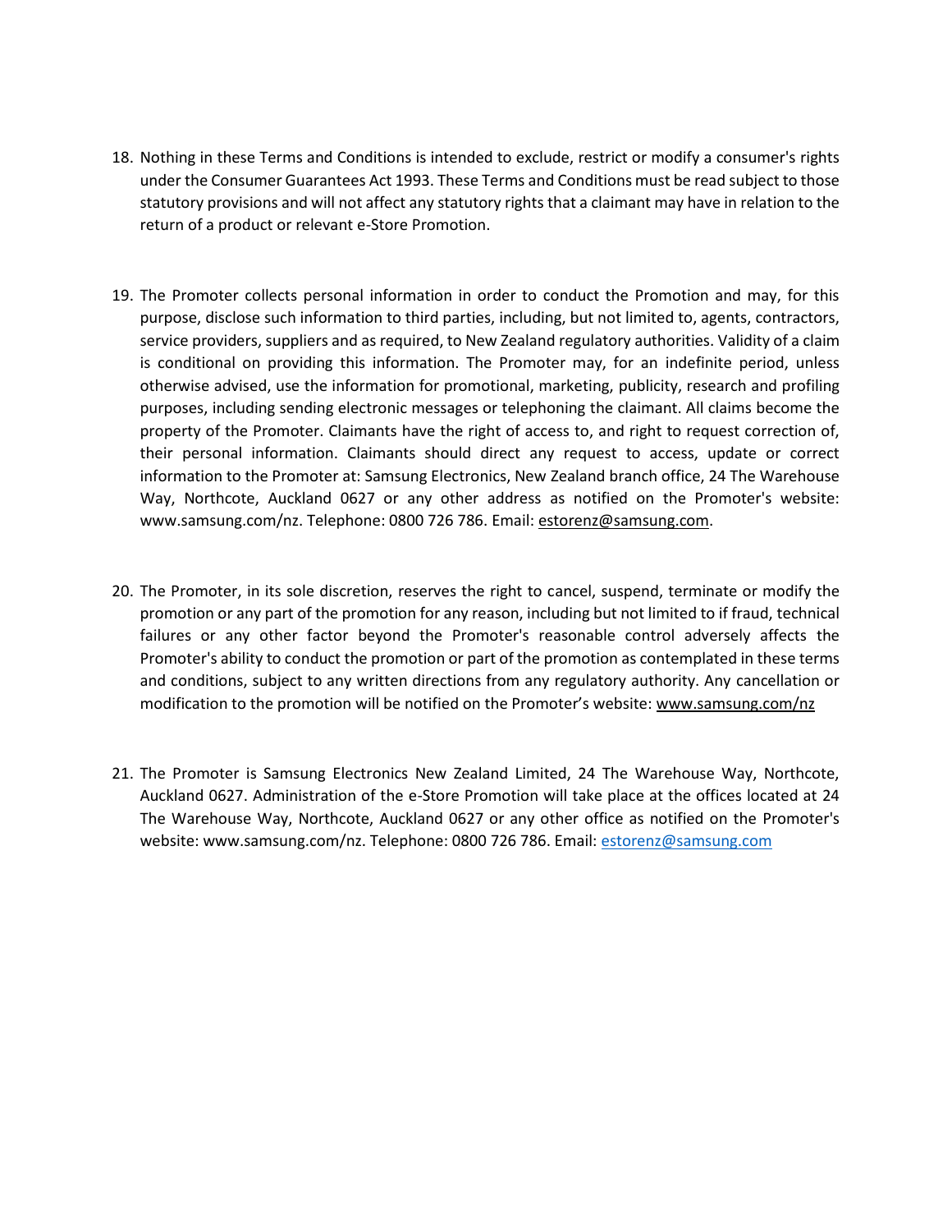18. Nothing in these Terms and Conditions is intended to exclude, restrict or modify a consumer's rights under the Consumer Guarantees Act 1993. These Terms and Conditions must be read subject to those statutory provisions and will not affect any statutory rights that a claimant may have in relation to the return of a product or relevant e-Store Promotion.

19. The Promoter collects personal information in order to conduct the Promotion and may, for this purpose, disclose such information to third parties, including, but not limited to, agents, contractors, service providers, suppliers and as required, to New Zealand regulatory authorities. Validity of a claim is conditional on providing this information. The Promoter may, for an indefinite period, unless otherwise advised, use the information for promotional, marketing, publicity, research and profiling purposes, including sending electronic messages or telephoning the claimant. All claims become the property of the Promoter. Claimants have the right of access to, and right to request correction of, their personal information. Claimants should direct any request to access, update or correct information to the Promoter at: Samsung Electronics, New Zealand branch office, 24 The Warehouse Way, Northcote, Auckland 0627 or any other address as notified on the Promoter's website: www.samsung.com/nz. Telephone: 0800 726 786. Email: estorenz@samsung.com.

20. The Promoter, in its sole discretion, reserves the right to cancel, suspend, terminate or modify the promotion or any part of the promotion for any reason, including but not limited to if fraud, technical failures or any other factor beyond the Promoter's reasonable control adversely affects the Promoter's ability to conduct the promotion or part of the promotion as contemplated in these terms and conditions, subject to any written directions from any regulatory authority. Any cancellation or modification to the promotion will be notified on the Promoter's website: www.samsung.com/nz

21. The Promoter is Samsung Electronics New Zealand Limited, 24 The Warehouse Way, Northcote, Auckland 0627. Administration of the e-Store Promotion will take place at the offices located at 24 The Warehouse Way, Northcote, Auckland 0627 or any other office as notified on the Promoter's website: www.samsung.com/nz. Telephone: 0800 726 786. Email: estorenz@samsung.com